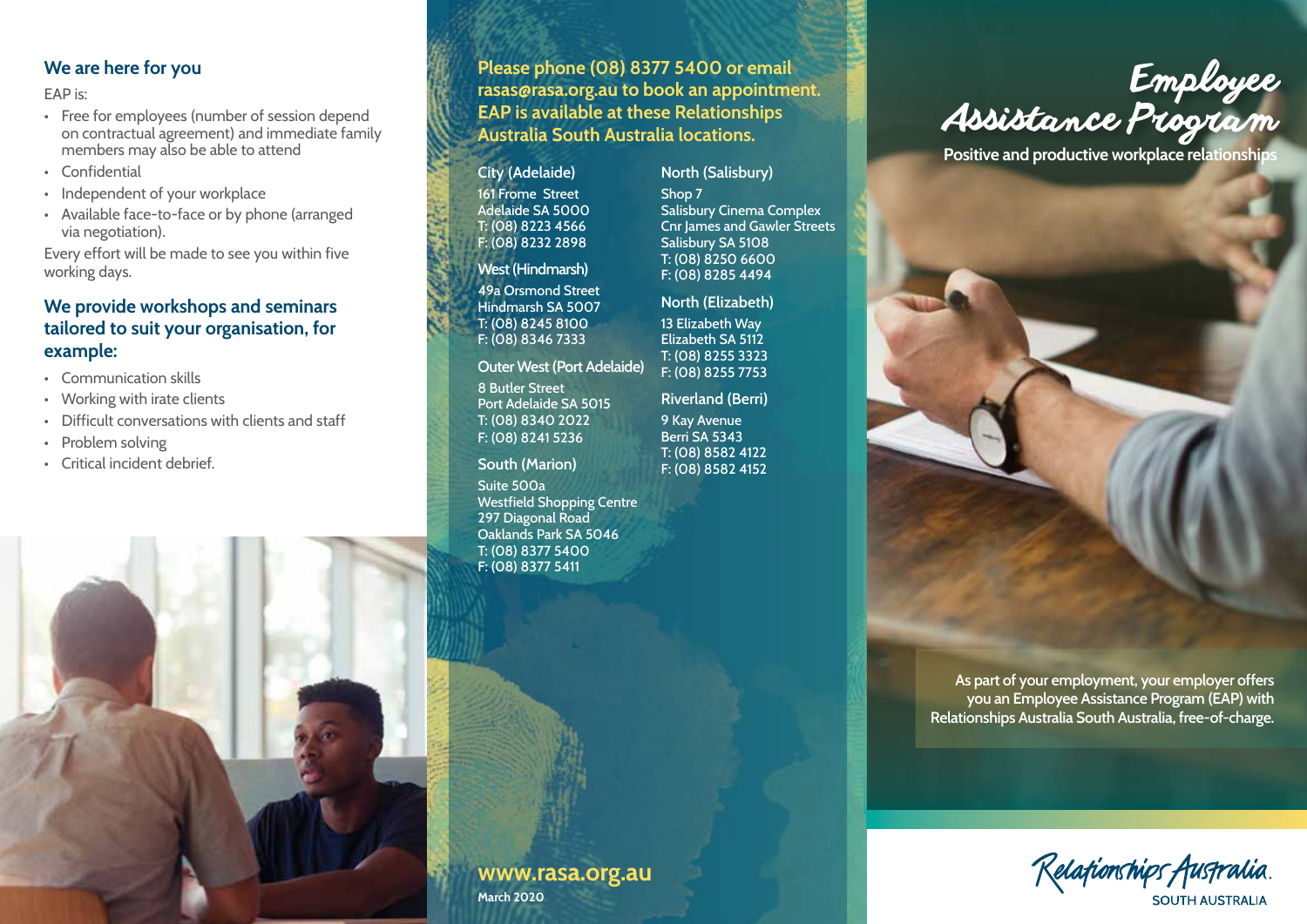## We are here for you

EAP is:

- Free for employees (number of session depend on contractual agreement) and immediate family members may also be able to attend
- Confidential
- Independent of your workplace
- Available face-to-face or by phone (arranged via negotiation).

Every effort will be made to see you within five working days.

## We provide workshops and seminars tailored to suit your organisation, for example:

- Communication skills
- Working with irate clients
- Difficult conversations with clients and staff
- Problem solving
- Critical incident debrief.

## Please phone (08) 8377 5400 or email rasas@rasa.org.au to book an appointment. EAP is available at these Relationships Australia South Australia locations.

### City (Adelaide)

161 Frome Street
Adelaide SA 5000
T: (08) 8223 4566
F: (08) 8232 2898

### West (Hindmarsh)

49a Orsmond Street
Hindmarsh SA 5007
T: (08) 8245 8100
F: (08) 8346 7333

### Outer West (Port Adelaide)

8 Butler Street
Port Adelaide SA 5015
T: (08) 8340 2022
F: (08) 8241 5236

### South (Marion)

Suite 500a
Westfield Shopping Centre
297 Diagonal Road
Oaklands Park SA 5046
T: (08) 8377 5400
F: (08) 8377 5411

### North (Salisbury)

Shop 7
Salisbury Cinema Complex
Cnr James and Gawler Streets
Salisbury SA 5108
T: (08) 8250 6600
F: (08) 8285 4494

### North (Elizabeth)

13 Elizabeth Way
Elizabeth SA 5112
T: (08) 8255 3323
F: (08) 8255 7753

### Riverland (Berri)

9 Kay Avenue
Berri SA 5343
T: (08) 8582 4122
F: (08) 8582 4152

**www.rasa.org.au**

March 2020

# Employee Assistance Program

**Positive and productive workplace relationships**

As part of your employment, your employer offers you an Employee Assistance Program (EAP) with Relationships Australia South Australia, free-of-charge.

Relationships Australia.
SOUTH AUSTRALIA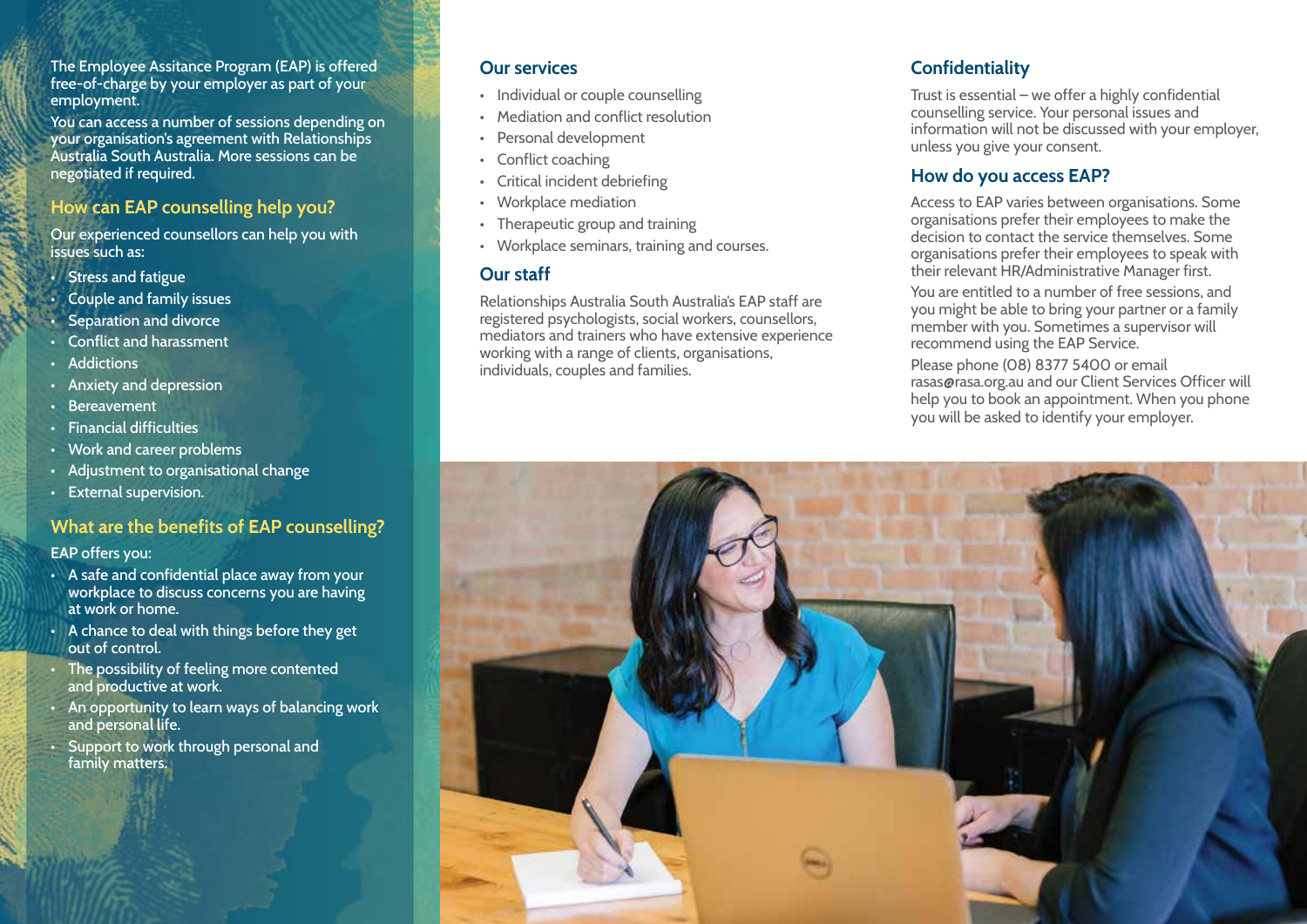The Employee Assitance Program (EAP) is offered free-of-charge by your employer as part of your employment.

You can access a number of sessions depending on your organisation's agreement with Relationships Australia South Australia. More sessions can be negotiated if required.

## How can EAP counselling help you?

Our experienced counsellors can help you with issues such as:

- Stress and fatigue
- Couple and family issues
- Separation and divorce
- Conflict and harassment
- Addictions
- Anxiety and depression
- Bereavement
- Financial difficulties
- Work and career problems
- Adjustment to organisational change
- External supervision.

## What are the benefits of EAP counselling?

EAP offers you:

- A safe and confidential place away from your workplace to discuss concerns you are having at work or home.
- A chance to deal with things before they get out of control.
- The possibility of feeling more contented and productive at work.
- An opportunity to learn ways of balancing work and personal life.
- Support to work through personal and family matters.

## Our services

- Individual or couple counselling
- Mediation and conflict resolution
- Personal development
- Conflict coaching
- Critical incident debriefing
- Workplace mediation
- Therapeutic group and training
- Workplace seminars, training and courses.

## Our staff

Relationships Australia South Australia's EAP staff are registered psychologists, social workers, counsellors, mediators and trainers who have extensive experience working with a range of clients, organisations, individuals, couples and families.

## Confidentiality

Trust is essential – we offer a highly confidential counselling service. Your personal issues and information will not be discussed with your employer, unless you give your consent.

## How do you access EAP?

Access to EAP varies between organisations. Some organisations prefer their employees to make the decision to contact the service themselves. Some organisations prefer their employees to speak with their relevant HR/Administrative Manager first.

You are entitled to a number of free sessions, and you might be able to bring your partner or a family member with you. Sometimes a supervisor will recommend using the EAP Service.

Please phone (08) 8377 5400 or email rasas@rasa.org.au and our Client Services Officer will help you to book an appointment. When you phone you will be asked to identify your employer.